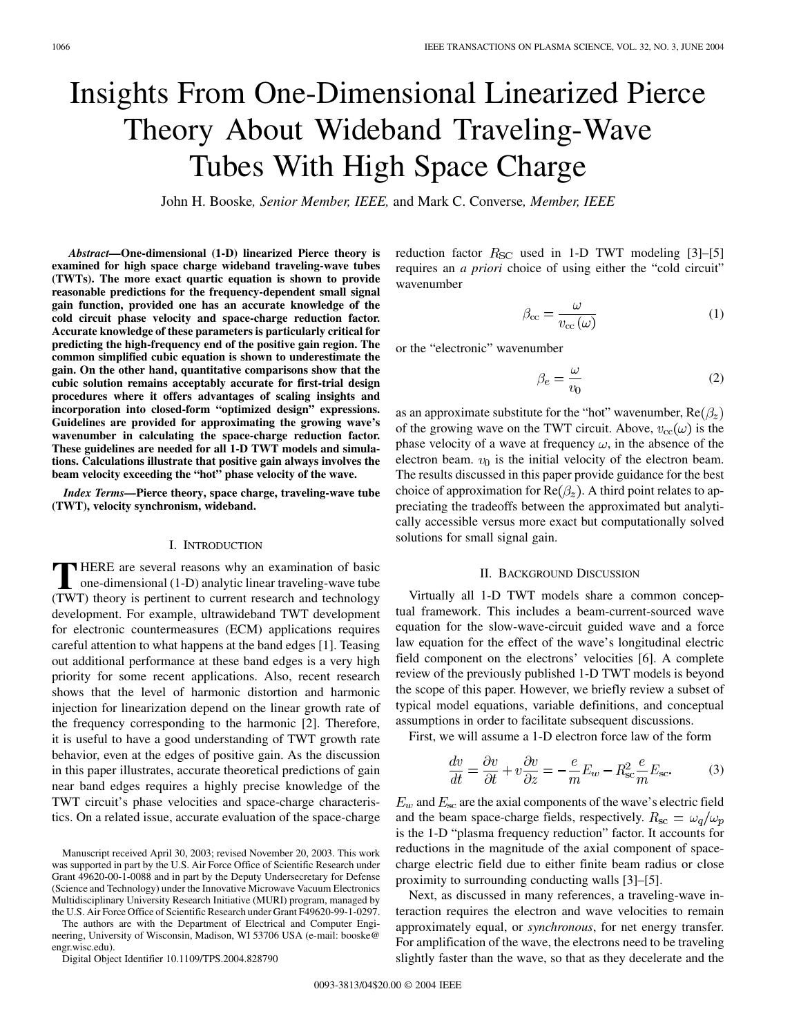# Insights From One-Dimensional Linearized Pierce Theory About Wideband Traveling-Wave Tubes With High Space Charge

John H. Booske, *Senior Member, IEEE,* and Mark C. Converse, *Member, IEEE*

***Abstract*—One-dimensional (1-D) linearized Pierce theory is examined for high space charge wideband traveling-wave tubes (TWTs). The more exact quartic equation is shown to provide reasonable predictions for the frequency-dependent small signal gain function, provided one has an accurate knowledge of the cold circuit phase velocity and space-charge reduction factor. Accurate knowledge of these parameters is particularly critical for predicting the high-frequency end of the positive gain region. The common simplified cubic equation is shown to underestimate the gain. On the other hand, quantitative comparisons show that the cubic solution remains acceptably accurate for first-trial design procedures where it offers advantages of scaling insights and incorporation into closed-form "optimized design" expressions. Guidelines are provided for approximating the growing wave's wavenumber in calculating the space-charge reduction factor. These guidelines are needed for all 1-D TWT models and simulations. Calculations illustrate that positive gain always involves the beam velocity exceeding the "hot" phase velocity of the wave.**

***Index Terms*—Pierce theory, space charge, traveling-wave tube (TWT), velocity synchronism, wideband.**

## I. Introduction

There are several reasons why an examination of basic one-dimensional (1-D) analytic linear traveling-wave tube (TWT) theory is pertinent to current research and technology development. For example, ultrawideband TWT development for electronic countermeasures (ECM) applications requires careful attention to what happens at the band edges [1]. Teasing out additional performance at these band edges is a very high priority for some recent applications. Also, recent research shows that the level of harmonic distortion and harmonic injection for linearization depend on the linear growth rate of the frequency corresponding to the harmonic [2]. Therefore, it is useful to have a good understanding of TWT growth rate behavior, even at the edges of positive gain. As the discussion in this paper illustrates, accurate theoretical predictions of gain near band edges requires a highly precise knowledge of the TWT circuit's phase velocities and space-charge characteristics. On a related issue, accurate evaluation of the space-charge reduction factor $R_{\rm SC}$ used in 1-D TWT modeling [3]–[5] requires an *a priori* choice of using either the "cold circuit" wavenumber

$$\beta_{\rm cc} = \frac{\omega}{v_{\rm cc}(\omega)} \tag{1}$$

or the "electronic" wavenumber

$$\beta_e = \frac{\omega}{v_0} \tag{2}$$

as an approximate substitute for the "hot" wavenumber, $\text{Re}(\beta_z)$ of the growing wave on the TWT circuit. Above, $v_{\rm cc}(\omega)$ is the phase velocity of a wave at frequency $\omega$, in the absence of the electron beam. $v_0$ is the initial velocity of the electron beam. The results discussed in this paper provide guidance for the best choice of approximation for $\text{Re}(\beta_z)$. A third point relates to appreciating the tradeoffs between the approximated but analytically accessible versus more exact but computationally solved solutions for small signal gain.

Manuscript received April 30, 2003; revised November 20, 2003. This work was supported in part by the U.S. Air Force Office of Scientific Research under Grant 49620-00-1-0088 and in part by the Deputy Undersecretary for Defense (Science and Technology) under the Innovative Microwave Vacuum Electronics Multidisciplinary University Research Initiative (MURI) program, managed by the U.S. Air Force Office of Scientific Research under Grant F49620-99-1-0297.

The authors are with the Department of Electrical and Computer Engineering, University of Wisconsin, Madison, WI 53706 USA (e-mail: booske@engr.wisc.edu).

Digital Object Identifier 10.1109/TPS.2004.828790

## II. Background Discussion

Virtually all 1-D TWT models share a common conceptual framework. This includes a beam-current-sourced wave equation for the slow-wave-circuit guided wave and a force law equation for the effect of the wave's longitudinal electric field component on the electrons' velocities [6]. A complete review of the previously published 1-D TWT models is beyond the scope of this paper. However, we briefly review a subset of typical model equations, variable definitions, and conceptual assumptions in order to facilitate subsequent discussions.

First, we will assume a 1-D electron force law of the form

$$\frac{dv}{dt} = \frac{\partial v}{\partial t} + v\frac{\partial v}{\partial z} = -\frac{e}{m}E_w - R_{\rm sc}^2 \frac{e}{m}E_{\rm sc}. \tag{3}$$

$E_w$ and $E_{\rm sc}$ are the axial components of the wave's electric field and the beam space-charge fields, respectively. $R_{\rm sc} = \omega_q/\omega_p$ is the 1-D "plasma frequency reduction" factor. It accounts for reductions in the magnitude of the axial component of space-charge electric field due to either finite beam radius or close proximity to surrounding conducting walls [3]–[5].

Next, as discussed in many references, a traveling-wave interaction requires the electron and wave velocities to remain approximately equal, or *synchronous*, for net energy transfer. For amplification of the wave, the electrons need to be traveling slightly faster than the wave, so that as they decelerate and the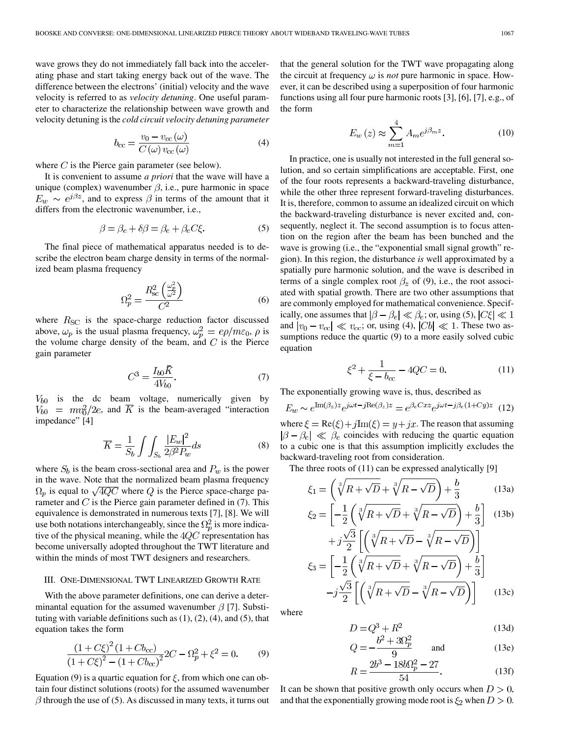wave grows they do not immediately fall back into the accelerating phase and start taking energy back out of the wave. The difference between the electrons' (initial) velocity and the wave velocity is referred to as *velocity detuning*. One useful parameter to characterize the relationship between wave growth and velocity detuning is the *cold circuit velocity detuning parameter*

$$b_{\rm cc} = \frac{v_0 - v_{\rm cc}(\omega)}{C(\omega)\, v_{\rm cc}(\omega)} \tag{4}$$

where $C$ is the Pierce gain parameter (see below).

It is convenient to assume *a priori* that the wave will have a unique (complex) wavenumber $\beta$, i.e., pure harmonic in space $E_w \sim e^{j\beta z}$, and to express $\beta$ in terms of the amount that it differs from the electronic wavenumber, i.e.,

$$\beta = \beta_e + \delta\beta = \beta_e + \beta_e C\xi. \tag{5}$$

The final piece of mathematical apparatus needed is to describe the electron beam charge density in terms of the normalized beam plasma frequency

$$\Omega_p^2 = \frac{R_{\rm sc}^2 \left(\frac{\omega_p^2}{\omega^2}\right)}{C^2} \tag{6}$$

where $R_{\rm SC}$ is the space-charge reduction factor discussed above, $\omega_p$ is the usual plasma frequency, $\omega_p^2 = e\rho/m\varepsilon_0$, $\rho$ is the volume charge density of the beam, and $C$ is the Pierce gain parameter

$$C^3 = \frac{I_{b0}\overline{K}}{4V_{b0}}. \tag{7}$$

$V_{b0}$ is the dc beam voltage, numerically given by $V_{b0} = mv_0^2/2e$, and $\overline{K}$ is the beam-averaged "interaction impedance" [4]

$$\overline{K} = \frac{1}{S_b}\int\int_{S_b} \frac{|E_w|^2}{2\beta^2 P_w} ds \tag{8}$$

where $S_b$ is the beam cross-sectional area and $P_w$ is the power in the wave. Note that the normalized beam plasma frequency $\Omega_p$ is equal to $\sqrt{4QC}$ where $Q$ is the Pierce space-charge parameter and $C$ is the Pierce gain parameter defined in (7). This equivalence is demonstrated in numerous texts [7], [8]. We will use both notations interchangeably, since the $\Omega_p^2$ is more indicative of the physical meaning, while the $4QC$ representation has become universally adopted throughout the TWT literature and within the minds of most TWT designers and researchers.

## III. One-Dimensional TWT Linearized Growth Rate

With the above parameter definitions, one can derive a determinantal equation for the assumed wavenumber $\beta$ [7]. Substituting with variable definitions such as (1), (2), (4), and (5), that equation takes the form

$$\frac{(1 + C\xi)^2 (1 + Cb_{\rm cc})}{(1 + C\xi)^2 - (1 + Cb_{\rm cc})^2} 2C - \Omega_p^2 + \xi^2 = 0. \tag{9}$$

Equation (9) is a quartic equation for $\xi$, from which one can obtain four distinct solutions (roots) for the assumed wavenumber $\beta$ through the use of (5). As discussed in many texts, it turns out that the general solution for the TWT wave propagating along the circuit at frequency $\omega$ is *not* pure harmonic in space. However, it can be described using a superposition of four harmonic functions using all four pure harmonic roots [3], [6], [7], e.g., of the form

$$E_w(z) \approx \sum_{m=1}^{4} A_m e^{j\beta_m z}. \tag{10}$$

In practice, one is usually not interested in the full general solution, and so certain simplifications are acceptable. First, one of the four roots represents a backward-traveling disturbance, while the other three represent forward-traveling disturbances. It is, therefore, common to assume an idealized circuit on which the backward-traveling disturbance is never excited and, consequently, neglect it. The second assumption is to focus attention on the region after the beam has been bunched and the wave is growing (i.e., the "exponential small signal growth" region). In this region, the disturbance *is* well approximated by a spatially pure harmonic solution, and the wave is described in terms of a single complex root $\beta_z$ of (9), i.e., the root associated with spatial growth. There are two other assumptions that are commonly employed for mathematical convenience. Specifically, one assumes that $|\beta - \beta_e| \ll \beta_e$; or, using (5), $|C\xi| \ll 1$ and $|v_0 - v_{\rm cc}| \ll v_{\rm cc}$; or, using (4), $|Cb| \ll 1$. These two assumptions reduce the quartic (9) to a more easily solved cubic equation

$$\xi^2 + \frac{1}{\xi - b_{\rm cc}} - 4QC = 0. \tag{11}$$

The exponentially growing wave is, thus, described as

$$E_w \sim e^{{\rm Im}(\beta_z)z} e^{j\omega t - j{\rm Re}(\beta_z)z} = e^{\beta_e C x z} e^{j\omega t - j\beta_e(1+Cy)z} \tag{12}$$

where $\xi = {\rm Re}(\xi) + j{\rm Im}(\xi) = y + jx$. The reason that assuming $|\beta - \beta_e| \ll \beta_e$ coincides with reducing the quartic equation to a cubic one is that this assumption implicitly excludes the backward-traveling root from consideration.

The three roots of (11) can be expressed analytically [9]

$$\xi_1 = \left(\sqrt[3]{R + \sqrt{D}} + \sqrt[3]{R - \sqrt{D}}\right) + \frac{b}{3} \tag{13a}$$

$$\xi_2 = \left[-\frac{1}{2}\left(\sqrt[3]{R + \sqrt{D}} + \sqrt[3]{R - \sqrt{D}}\right) + \frac{b}{3}\right] + j\frac{\sqrt{3}}{2}\left[\left(\sqrt[3]{R + \sqrt{D}} - \sqrt[3]{R - \sqrt{D}}\right)\right] \tag{13b}$$

$$\xi_3 = \left[-\frac{1}{2}\left(\sqrt[3]{R + \sqrt{D}} + \sqrt[3]{R - \sqrt{D}}\right) + \frac{b}{3}\right] - j\frac{\sqrt{3}}{2}\left[\left(\sqrt[3]{R + \sqrt{D}} - \sqrt[3]{R - \sqrt{D}}\right)\right] \tag{13c}$$

where

$$D = Q^3 + R^2 \tag{13d}$$

$$Q = -\frac{b^2 + 3\Omega_p^2}{9} \quad \text{and} \tag{13e}$$

$$R = \frac{2b^3 - 18b\Omega_p^2 - 27}{54}. \tag{13f}$$

It can be shown that positive growth only occurs when $D > 0$, and that the exponentially growing mode root is $\xi_2$ when $D > 0$.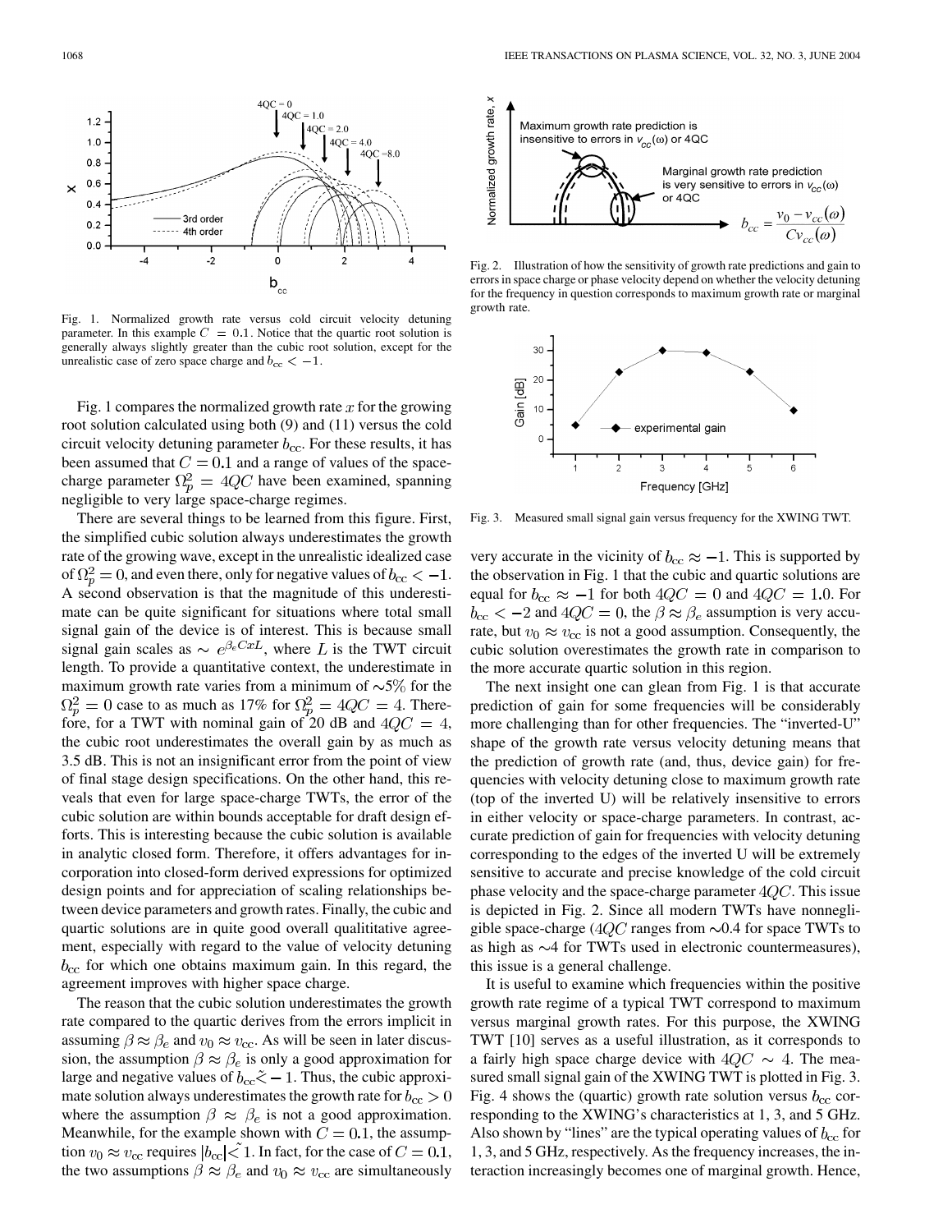Fig. 1. Normalized growth rate versus cold circuit velocity detuning parameter. In this example $C = 0.1$. Notice that the quartic root solution is generally always slightly greater than the cubic root solution, except for the unrealistic case of zero space charge and $b_{cc} < -1$.

Fig. 1 compares the normalized growth rate $x$ for the growing root solution calculated using both (9) and (11) versus the cold circuit velocity detuning parameter $b_{cc}$. For these results, it has been assumed that $C = 0.1$ and a range of values of the space-charge parameter $\Omega_p^2 = 4QC$ have been examined, spanning negligible to very large space-charge regimes.

There are several things to be learned from this figure. First, the simplified cubic solution always underestimates the growth rate of the growing wave, except in the unrealistic idealized case of $\Omega_p^2 = 0$, and even there, only for negative values of $b_{cc} < -1$. A second observation is that the magnitude of this underestimate can be quite significant for situations where total small signal gain of the device is of interest. This is because small signal gain scales as $\sim e^{\beta_e CxL}$, where $L$ is the TWT circuit length. To provide a quantitative context, the underestimate in maximum growth rate varies from a minimum of $\sim$5% for the $\Omega_p^2 = 0$ case to as much as 17% for $\Omega_p^2 = 4QC = 4$. Therefore, for a TWT with nominal gain of 20 dB and $4QC = 4$, the cubic root underestimates the overall gain by as much as 3.5 dB. This is not an insignificant error from the point of view of final stage design specifications. On the other hand, this reveals that even for large space-charge TWTs, the error of the cubic solution are within bounds acceptable for draft design efforts. This is interesting because the cubic solution is available in analytic closed form. Therefore, it offers advantages for incorporation into closed-form derived expressions for optimized design points and for appreciation of scaling relationships between device parameters and growth rates. Finally, the cubic and quartic solutions are in quite good overall qualititative agreement, especially with regard to the value of velocity detuning $b_{cc}$ for which one obtains maximum gain. In this regard, the agreement improves with higher space charge.

The reason that the cubic solution underestimates the growth rate compared to the quartic derives from the errors implicit in assuming $\beta \approx \beta_e$ and $v_0 \approx v_{cc}$. As will be seen in later discussion, the assumption $\beta \approx \beta_e$ is only a good approximation for large and negative values of $b_{cc} \tilde{\lesssim} -1$. Thus, the cubic approximate solution always underestimates the growth rate for $b_{cc} > 0$ where the assumption $\beta \approx \beta_e$ is not a good approximation. Meanwhile, for the example shown with $C = 0.1$, the assumption $v_0 \approx v_{cc}$ requires $|b_{cc}| \tilde{<} 1$. In fact, for the case of $C = 0.1$, the two assumptions $\beta \approx \beta_e$ and $v_0 \approx v_{cc}$ are simultaneously very accurate in the vicinity of $b_{cc} \approx -1$. This is supported by the observation in Fig. 1 that the cubic and quartic solutions are equal for $b_{cc} \approx -1$ for both $4QC = 0$ and $4QC = 1.0$. For $b_{cc} < -2$ and $4QC = 0$, the $\beta \approx \beta_e$ assumption is very accurate, but $v_0 \approx v_{cc}$ is not a good assumption. Consequently, the cubic solution overestimates the growth rate in comparison to the more accurate quartic solution in this region.

Fig. 2. Illustration of how the sensitivity of growth rate predictions and gain to errors in space charge or phase velocity depend on whether the velocity detuning for the frequency in question corresponds to maximum growth rate or marginal growth rate.

Fig. 3. Measured small signal gain versus frequency for the XWING TWT.

The next insight one can glean from Fig. 1 is that accurate prediction of gain for some frequencies will be considerably more challenging than for other frequencies. The "inverted-U" shape of the growth rate versus velocity detuning means that the prediction of growth rate (and, thus, device gain) for frequencies with velocity detuning close to maximum growth rate (top of the inverted U) will be relatively insensitive to errors in either velocity or space-charge parameters. In contrast, accurate prediction of gain for frequencies with velocity detuning corresponding to the edges of the inverted U will be extremely sensitive to accurate and precise knowledge of the cold circuit phase velocity and the space-charge parameter $4QC$. This issue is depicted in Fig. 2. Since all modern TWTs have nonnegligible space-charge ($4QC$ ranges from $\sim$0.4 for space TWTs to as high as $\sim$4 for TWTs used in electronic countermeasures), this issue is a general challenge.

It is useful to examine which frequencies within the positive growth rate regime of a typical TWT correspond to maximum versus marginal growth rates. For this purpose, the XWING TWT [10] serves as a useful illustration, as it corresponds to a fairly high space charge device with $4QC \sim 4$. The measured small signal gain of the XWING TWT is plotted in Fig. 3. Fig. 4 shows the (quartic) growth rate solution versus $b_{cc}$ corresponding to the XWING's characteristics at 1, 3, and 5 GHz. Also shown by "lines" are the typical operating values of $b_{cc}$ for 1, 3, and 5 GHz, respectively. As the frequency increases, the interaction increasingly becomes one of marginal growth. Hence,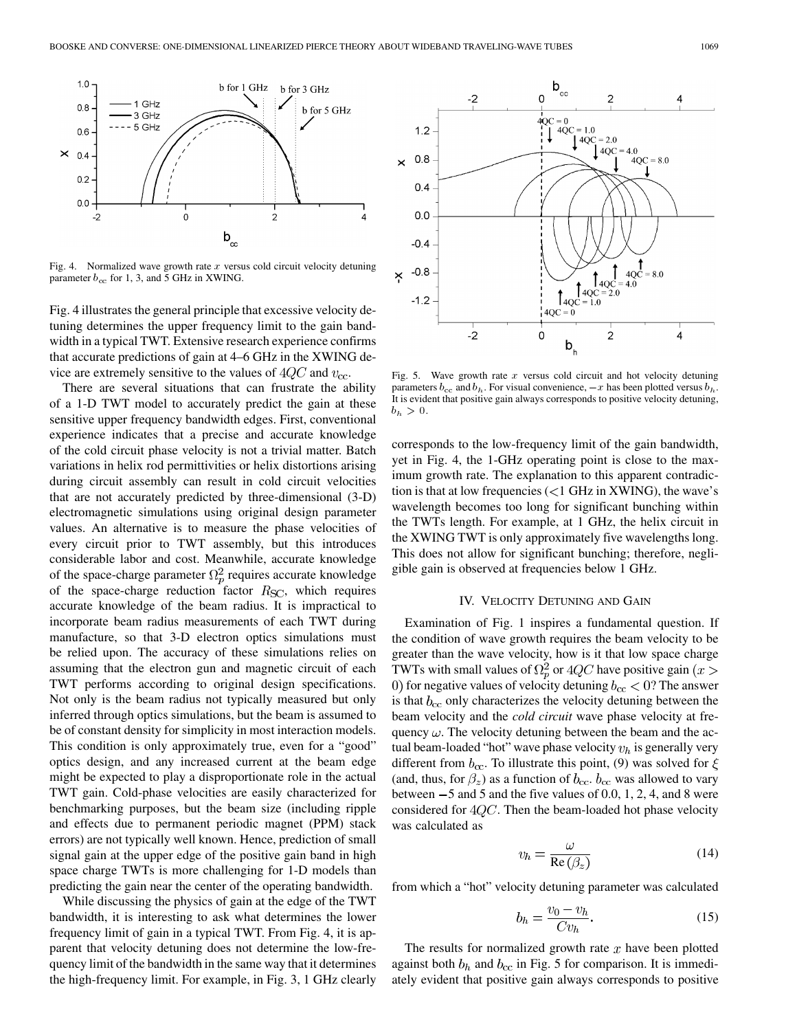Fig. 4. Normalized wave growth rate $x$ versus cold circuit velocity detuning parameter $b_{cc}$ for 1, 3, and 5 GHz in XWING.

Fig. 4 illustrates the general principle that excessive velocity detuning determines the upper frequency limit to the gain bandwidth in a typical TWT. Extensive research experience confirms that accurate predictions of gain at 4–6 GHz in the XWING device are extremely sensitive to the values of $4QC$ and $v_{cc}$.

There are several situations that can frustrate the ability of a 1-D TWT model to accurately predict the gain at these sensitive upper frequency bandwidth edges. First, conventional experience indicates that a precise and accurate knowledge of the cold circuit phase velocity is not a trivial matter. Batch variations in helix rod permittivities or helix distortions arising during circuit assembly can result in cold circuit velocities that are not accurately predicted by three-dimensional (3-D) electromagnetic simulations using original design parameter values. An alternative is to measure the phase velocities of every circuit prior to TWT assembly, but this introduces considerable labor and cost. Meanwhile, accurate knowledge of the space-charge parameter $\Omega_p^2$ requires accurate knowledge of the space-charge reduction factor $R_{SC}$, which requires accurate knowledge of the beam radius. It is impractical to incorporate beam radius measurements of each TWT during manufacture, so that 3-D electron optics simulations must be relied upon. The accuracy of these simulations relies on assuming that the electron gun and magnetic circuit of each TWT performs according to original design specifications. Not only is the beam radius not typically measured but only inferred through optics simulations, but the beam is assumed to be of constant density for simplicity in most interaction models. This condition is only approximately true, even for a "good" optics design, and any increased current at the beam edge might be expected to play a disproportionate role in the actual TWT gain. Cold-phase velocities are easily characterized for benchmarking purposes, but the beam size (including ripple and effects due to permanent periodic magnet (PPM) stack errors) are not typically well known. Hence, prediction of small signal gain at the upper edge of the positive gain band in high space charge TWTs is more challenging for 1-D models than predicting the gain near the center of the operating bandwidth.

While discussing the physics of gain at the edge of the TWT bandwidth, it is interesting to ask what determines the lower frequency limit of gain in a typical TWT. From Fig. 4, it is apparent that velocity detuning does not determine the low-frequency limit of the bandwidth in the same way that it determines the high-frequency limit. For example, in Fig. 3, 1 GHz clearly corresponds to the low-frequency limit of the gain bandwidth, yet in Fig. 4, the 1-GHz operating point is close to the maximum growth rate. The explanation to this apparent contradiction is that at low frequencies (<1 GHz in XWING), the wave's wavelength becomes too long for significant bunching within the TWTs length. For example, at 1 GHz, the helix circuit in the XWING TWT is only approximately five wavelengths long. This does not allow for significant bunching; therefore, negligible gain is observed at frequencies below 1 GHz.

Fig. 5. Wave growth rate $x$ versus cold circuit and hot velocity detuning parameters $b_{cc}$ and $b_h$. For visual convenience, $-x$ has been plotted versus $b_h$. It is evident that positive gain always corresponds to positive velocity detuning, $b_h > 0$.

## IV. Velocity Detuning and Gain

Examination of Fig. 1 inspires a fundamental question. If the condition of wave growth requires the beam velocity to be greater than the wave velocity, how is it that low space charge TWTs with small values of $\Omega_p^2$ or $4QC$ have positive gain ($x > 0$) for negative values of velocity detuning $b_{cc} < 0$? The answer is that $b_{cc}$ only characterizes the velocity detuning between the beam velocity and the *cold circuit* wave phase velocity at frequency $\omega$. The velocity detuning between the beam and the actual beam-loaded "hot" wave phase velocity $v_h$ is generally very different from $b_{cc}$. To illustrate this point, (9) was solved for $\xi$ (and, thus, for $\beta_z$) as a function of $b_{cc}$. $b_{cc}$ was allowed to vary between $-5$ and 5 and the five values of 0.0, 1, 2, 4, and 8 were considered for $4QC$. Then the beam-loaded hot phase velocity was calculated as

$$v_h = \frac{\omega}{\mathrm{Re}(\beta_z)} \tag{14}$$

from which a "hot" velocity detuning parameter was calculated

$$b_h = \frac{v_0 - v_h}{C v_h}. \tag{15}$$

The results for normalized growth rate $x$ have been plotted against both $b_h$ and $b_{cc}$ in Fig. 5 for comparison. It is immediately evident that positive gain always corresponds to positive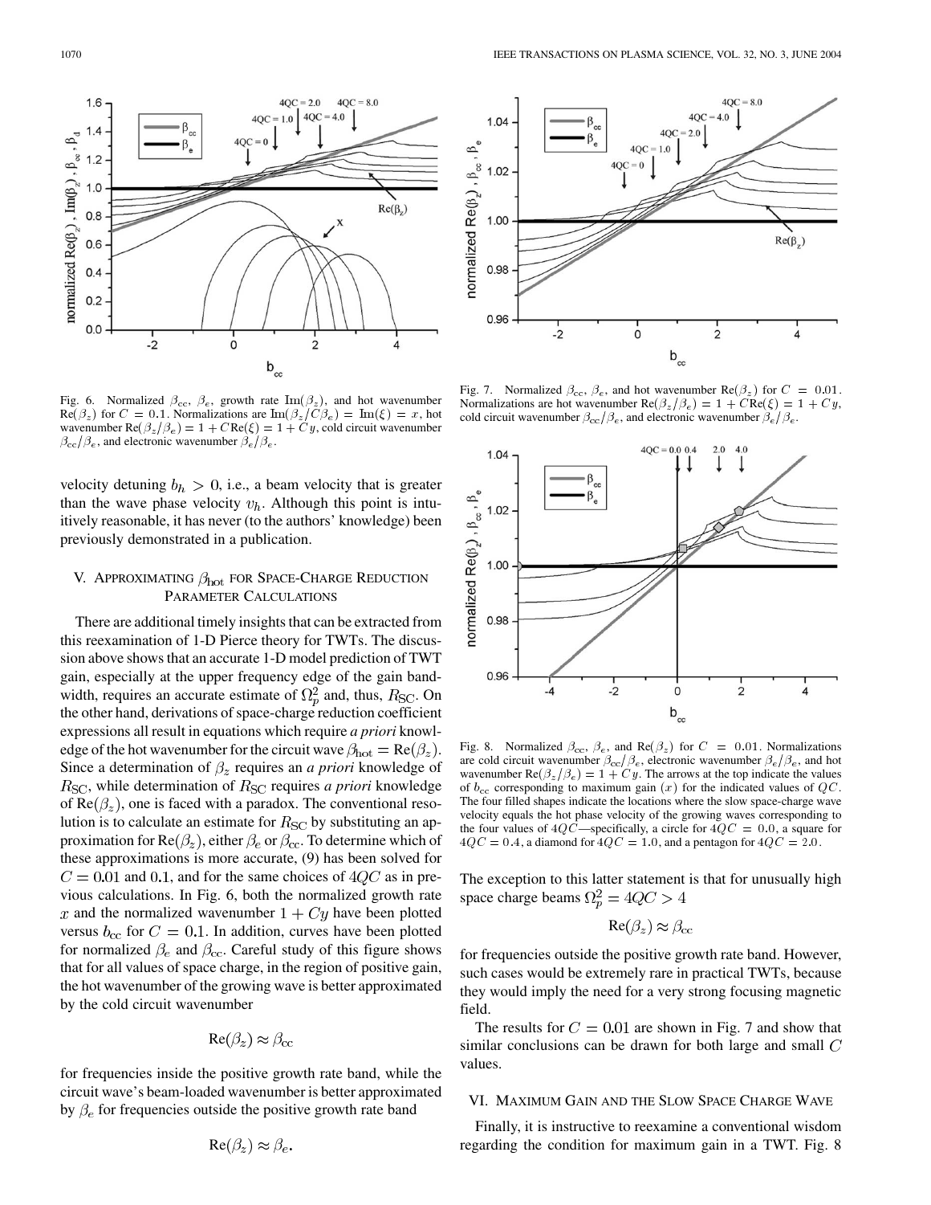Fig. 6. Normalized $\beta_{cc}$, $\beta_e$, growth rate $\text{Im}(\beta_z)$, and hot wavenumber $\text{Re}(\beta_z)$ for $C = 0.1$. Normalizations are $\text{Im}(\beta_z/C\beta_e) = \text{Im}(\xi) = x$, hot wavenumber $\text{Re}(\beta_z/\beta_e) = 1 + C\text{Re}(\xi) = 1 + Cy$, cold circuit wavenumber $\beta_{cc}/\beta_e$, and electronic wavenumber $\beta_e/\beta_e$.

Fig. 7. Normalized $\beta_{cc}$, $\beta_e$, and hot wavenumber $\text{Re}(\beta_z)$ for $C = 0.01$. Normalizations are hot wavenumber $\text{Re}(\beta_z/\beta_e) = 1 + C\text{Re}(\xi) = 1 + Cy$, cold circuit wavenumber $\beta_{cc}/\beta_e$, and electronic wavenumber $\beta_e/\beta_e$.

velocity detuning $b_h > 0$, i.e., a beam velocity that is greater than the wave phase velocity $v_h$. Although this point is intuitively reasonable, it has never (to the authors' knowledge) been previously demonstrated in a publication.

## V. Approximating $\beta_{\text{hot}}$ for Space-Charge Reduction Parameter Calculations

There are additional timely insights that can be extracted from this reexamination of 1-D Pierce theory for TWTs. The discussion above shows that an accurate 1-D model prediction of TWT gain, especially at the upper frequency edge of the gain bandwidth, requires an accurate estimate of $\Omega_p^2$ and, thus, $R_{\text{SC}}$. On the other hand, derivations of space-charge reduction coefficient expressions all result in equations which require *a priori* knowledge of the hot wavenumber for the circuit wave $\beta_{\text{hot}} = \text{Re}(\beta_z)$. Since a determination of $\beta_z$ requires an *a priori* knowledge of $R_{\text{SC}}$, while determination of $R_{\text{SC}}$ requires *a priori* knowledge of $\text{Re}(\beta_z)$, one is faced with a paradox. The conventional resolution is to calculate an estimate for $R_{\text{SC}}$ by substituting an approximation for $\text{Re}(\beta_z)$, either $\beta_e$ or $\beta_{cc}$. To determine which of these approximations is more accurate, (9) has been solved for $C = 0.01$ and $0.1$, and for the same choices of $4QC$ as in previous calculations. In Fig. 6, both the normalized growth rate $x$ and the normalized wavenumber $1 + Cy$ have been plotted versus $b_{cc}$ for $C = 0.1$. In addition, curves have been plotted for normalized $\beta_e$ and $\beta_{cc}$. Careful study of this figure shows that for all values of space charge, in the region of positive gain, the hot wavenumber of the growing wave is better approximated by the cold circuit wavenumber

$$\text{Re}(\beta_z) \approx \beta_{cc}$$

for frequencies inside the positive growth rate band, while the circuit wave's beam-loaded wavenumber is better approximated by $\beta_e$ for frequencies outside the positive growth rate band

$$\text{Re}(\beta_z) \approx \beta_e.$$

Fig. 8. Normalized $\beta_{cc}$, $\beta_e$, and $\text{Re}(\beta_z)$ for $C = 0.01$. Normalizations are cold circuit wavenumber $\beta_{cc}/\beta_e$, electronic wavenumber $\beta_e/\beta_e$, and hot wavenumber $\text{Re}(\beta_z/\beta_e) = 1 + Cy$. The arrows at the top indicate the values of $b_{cc}$ corresponding to maximum gain ($x$) for the indicated values of $QC$. The four filled shapes indicate the locations where the slow space-charge wave velocity equals the hot phase velocity of the growing waves corresponding to the four values of $4QC$—specifically, a circle for $4QC = 0.0$, a square for $4QC = 0.4$, a diamond for $4QC = 1.0$, and a pentagon for $4QC = 2.0$.

The exception to this latter statement is that for unusually high space charge beams $\Omega_p^2 = 4QC > 4$

$$\text{Re}(\beta_z) \approx \beta_{cc}$$

for frequencies outside the positive growth rate band. However, such cases would be extremely rare in practical TWTs, because they would imply the need for a very strong focusing magnetic field.

The results for $C = 0.01$ are shown in Fig. 7 and show that similar conclusions can be drawn for both large and small $C$ values.

## VI. Maximum Gain and the Slow Space Charge Wave

Finally, it is instructive to reexamine a conventional wisdom regarding the condition for maximum gain in a TWT. Fig. 8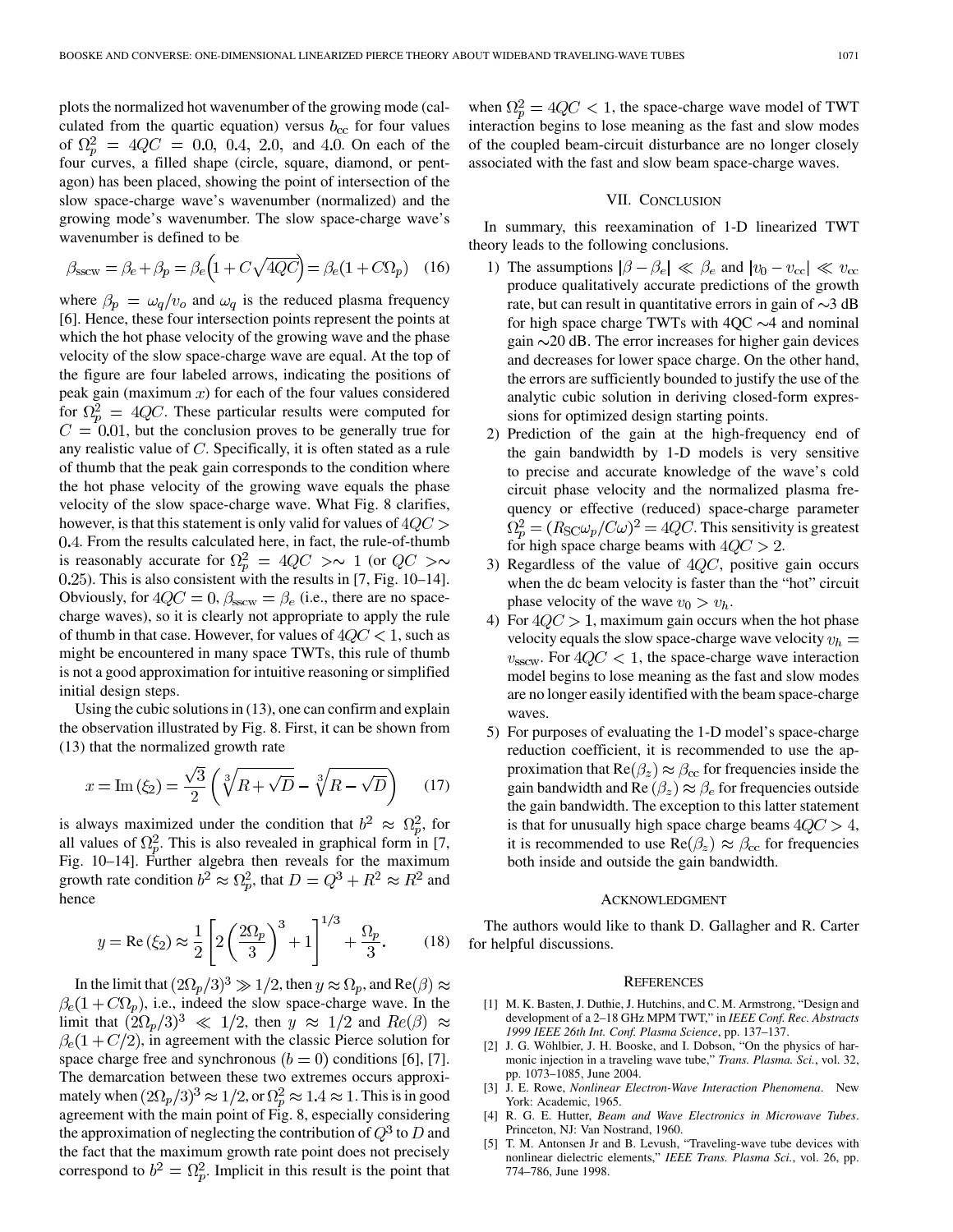plots the normalized hot wavenumber of the growing mode (calculated from the quartic equation) versus $b_{\rm cc}$ for four values of $\Omega_p^2 = 4QC = 0.0,\ 0.4,\ 2.0$, and $4.0$. On each of the four curves, a filled shape (circle, square, diamond, or pentagon) has been placed, showing the point of intersection of the slow space-charge wave's wavenumber (normalized) and the growing mode's wavenumber. The slow space-charge wave's wavenumber is defined to be

$$\beta_{\rm sscw} = \beta_e + \beta_p = \beta_e\Big(1 + C\sqrt{4QC}\Big) = \beta_e(1 + C\Omega_p) \quad (16)$$

where $\beta_p = \omega_q/v_o$ and $\omega_q$ is the reduced plasma frequency [6]. Hence, these four intersection points represent the points at which the hot phase velocity of the growing wave and the phase velocity of the slow space-charge wave are equal. At the top of the figure are four labeled arrows, indicating the positions of peak gain (maximum $x$) for each of the four values considered for $\Omega_p^2 = 4QC$. These particular results were computed for $C = 0.01$, but the conclusion proves to be generally true for any realistic value of $C$. Specifically, it is often stated as a rule of thumb that the peak gain corresponds to the condition where the hot phase velocity of the growing wave equals the phase velocity of the slow space-charge wave. What Fig. 8 clarifies, however, is that this statement is only valid for values of $4QC > 0.4$. From the results calculated here, in fact, the rule-of-thumb is reasonably accurate for $\Omega_p^2 = 4QC >\sim 1$ (or $QC >\sim 0.25$). This is also consistent with the results in [7, Fig. 10–14]. Obviously, for $4QC = 0$, $\beta_{\rm sscw} = \beta_e$ (i.e., there are no space-charge waves), so it is clearly not appropriate to apply the rule of thumb in that case. However, for values of $4QC < 1$, such as might be encountered in many space TWTs, this rule of thumb is not a good approximation for intuitive reasoning or simplified initial design steps.

Using the cubic solutions in (13), one can confirm and explain the observation illustrated by Fig. 8. First, it can be shown from (13) that the normalized growth rate

$$x = \mathrm{Im}\,(\xi_2) = \frac{\sqrt{3}}{2}\left(\sqrt[3]{R + \sqrt{D}} - \sqrt[3]{R - \sqrt{D}}\right) \quad (17)$$

is always maximized under the condition that $b^2 \approx \Omega_p^2$, for all values of $\Omega_p^2$. This is also revealed in graphical form in [7, Fig. 10–14]. Further algebra then reveals for the maximum growth rate condition $b^2 \approx \Omega_p^2$, that $D = Q^3 + R^2 \approx R^2$ and hence

$$y = \mathrm{Re}\,(\xi_2) \approx \frac{1}{2}\left[2\left(\frac{2\Omega_p}{3}\right)^3 + 1\right]^{1/3} + \frac{\Omega_p}{3}. \quad (18)$$

In the limit that $(2\Omega_p/3)^3 \gg 1/2$, then $y \approx \Omega_p$, and $\mathrm{Re}(\beta) \approx \beta_e(1 + C\Omega_p)$, i.e., indeed the slow space-charge wave. In the limit that $(2\Omega_p/3)^3 \ll 1/2$, then $y \approx 1/2$ and $Re(\beta) \approx \beta_e(1 + C/2)$, in agreement with the classic Pierce solution for space charge free and synchronous $(b = 0)$ conditions [6], [7]. The demarcation between these two extremes occurs approximately when $(2\Omega_p/3)^3 \approx 1/2$, or $\Omega_p^2 \approx 1.4 \approx 1$. This is in good agreement with the main point of Fig. 8, especially considering the approximation of neglecting the contribution of $Q^3$ to $D$ and the fact that the maximum growth rate point does not precisely correspond to $b^2 = \Omega_p^2$. Implicit in this result is the point that when $\Omega_p^2 = 4QC < 1$, the space-charge wave model of TWT interaction begins to lose meaning as the fast and slow modes of the coupled beam-circuit disturbance are no longer closely associated with the fast and slow beam space-charge waves.

## VII. Conclusion

In summary, this reexamination of 1-D linearized TWT theory leads to the following conclusions.

1) The assumptions $|\beta - \beta_e| \ll \beta_e$ and $|v_0 - v_{\rm cc}| \ll v_{\rm cc}$ produce qualitatively accurate predictions of the growth rate, but can result in quantitative errors in gain of $\sim$3 dB for high space charge TWTs with 4QC $\sim$4 and nominal gain $\sim$20 dB. The error increases for higher gain devices and decreases for lower space charge. On the other hand, the errors are sufficiently bounded to justify the use of the analytic cubic solution in deriving closed-form expressions for optimized design starting points.
2) Prediction of the gain at the high-frequency end of the gain bandwidth by 1-D models is very sensitive to precise and accurate knowledge of the wave's cold circuit phase velocity and the normalized plasma frequency or effective (reduced) space-charge parameter $\Omega_p^2 = (R_{\rm SC}\omega_p/C\omega)^2 = 4QC$. This sensitivity is greatest for high space charge beams with $4QC > 2$.
3) Regardless of the value of $4QC$, positive gain occurs when the dc beam velocity is faster than the "hot" circuit phase velocity of the wave $v_0 > v_h$.
4) For $4QC > 1$, maximum gain occurs when the hot phase velocity equals the slow space-charge wave velocity $v_h = v_{\rm sscw}$. For $4QC < 1$, the space-charge wave interaction model begins to lose meaning as the fast and slow modes are no longer easily identified with the beam space-charge waves.
5) For purposes of evaluating the 1-D model's space-charge reduction coefficient, it is recommended to use the approximation that $\mathrm{Re}(\beta_z) \approx \beta_{\rm cc}$ for frequencies inside the gain bandwidth and $\mathrm{Re}\,(\beta_z) \approx \beta_e$ for frequencies outside the gain bandwidth. The exception to this latter statement is that for unusually high space charge beams $4QC > 4$, it is recommended to use $\mathrm{Re}(\beta_z) \approx \beta_{\rm cc}$ for frequencies both inside and outside the gain bandwidth.

## Acknowledgment

The authors would like to thank D. Gallagher and R. Carter for helpful discussions.

## References

[1] M. K. Basten, J. Duthie, J. Hutchins, and C. M. Armstrong, "Design and development of a 2–18 GHz MPM TWT," in *IEEE Conf. Rec. Abstracts 1999 IEEE 26th Int. Conf. Plasma Science*, pp. 137–137.

[2] J. G. Wöhlbier, J. H. Booske, and I. Dobson, "On the physics of harmonic injection in a traveling wave tube," *Trans. Plasma. Sci.*, vol. 32, pp. 1073–1085, June 2004.

[3] J. E. Rowe, *Nonlinear Electron-Wave Interaction Phenomena*. New York: Academic, 1965.

[4] R. G. E. Hutter, *Beam and Wave Electronics in Microwave Tubes*. Princeton, NJ: Van Nostrand, 1960.

[5] T. M. Antonsen Jr and B. Levush, "Traveling-wave tube devices with nonlinear dielectric elements," *IEEE Trans. Plasma Sci.*, vol. 26, pp. 774–786, June 1998.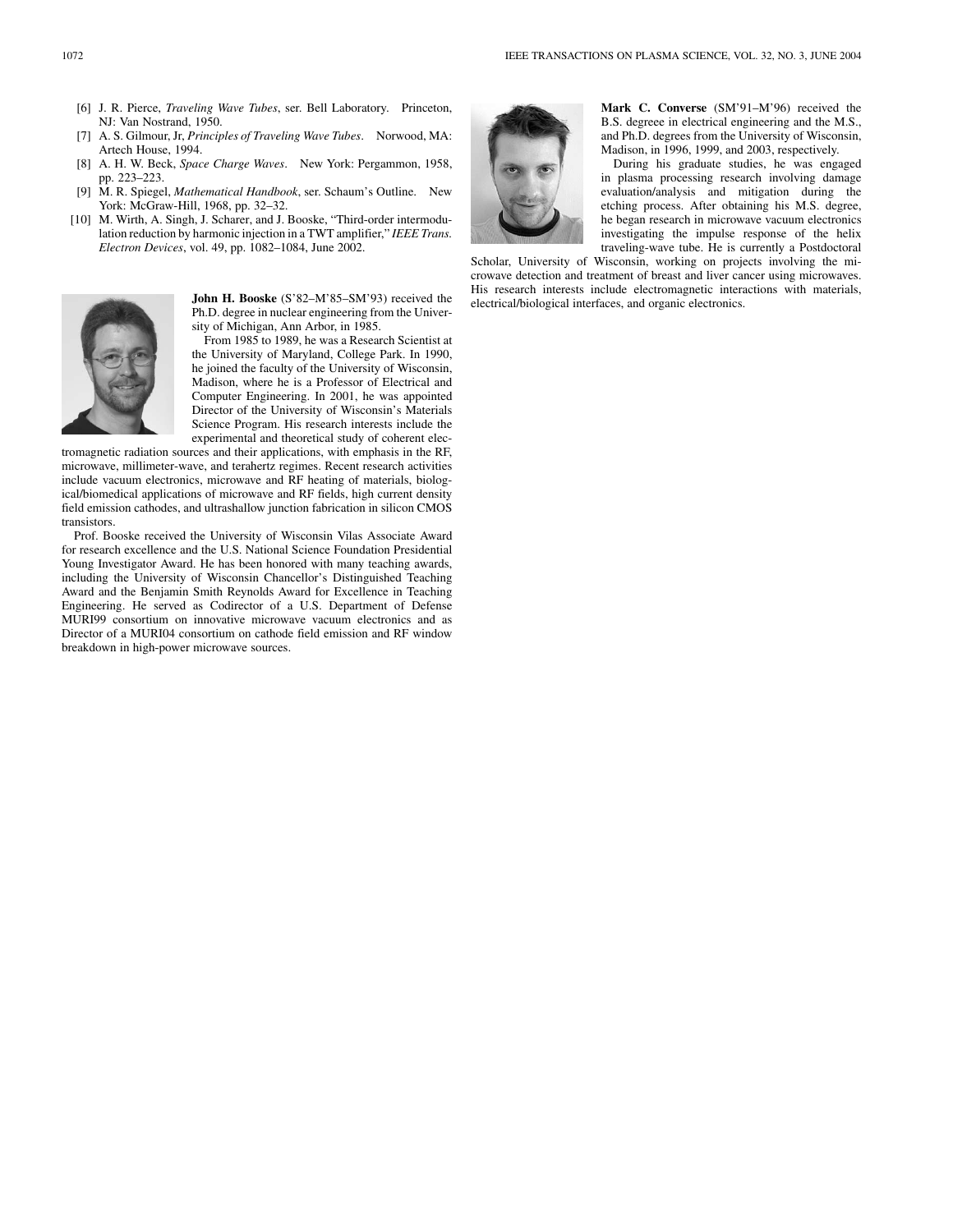[6] J. R. Pierce, *Traveling Wave Tubes*, ser. Bell Laboratory. Princeton, NJ: Van Nostrand, 1950.

[7] A. S. Gilmour, Jr, *Principles of Traveling Wave Tubes*. Norwood, MA: Artech House, 1994.

[8] A. H. W. Beck, *Space Charge Waves*. New York: Pergammon, 1958, pp. 223–223.

[9] M. R. Spiegel, *Mathematical Handbook*, ser. Schaum's Outline. New York: McGraw-Hill, 1968, pp. 32–32.

[10] M. Wirth, A. Singh, J. Scharer, and J. Booske, "Third-order intermodulation reduction by harmonic injection in a TWT amplifier," *IEEE Trans. Electron Devices*, vol. 49, pp. 1082–1084, June 2002.

**John H. Booske** (S'82–M'85–SM'93) received the Ph.D. degree in nuclear engineering from the University of Michigan, Ann Arbor, in 1985.

From 1985 to 1989, he was a Research Scientist at the University of Maryland, College Park. In 1990, he joined the faculty of the University of Wisconsin, Madison, where he is a Professor of Electrical and Computer Engineering. In 2001, he was appointed Director of the University of Wisconsin's Materials Science Program. His research interests include the experimental and theoretical study of coherent electromagnetic radiation sources and their applications, with emphasis in the RF, microwave, millimeter-wave, and terahertz regimes. Recent research activities include vacuum electronics, microwave and RF heating of materials, biological/biomedical applications of microwave and RF fields, high current density field emission cathodes, and ultrashallow junction fabrication in silicon CMOS transistors.

Prof. Booske received the University of Wisconsin Vilas Associate Award for research excellence and the U.S. National Science Foundation Presidential Young Investigator Award. He has been honored with many teaching awards, including the University of Wisconsin Chancellor's Distinguished Teaching Award and the Benjamin Smith Reynolds Award for Excellence in Teaching Engineering. He served as Codirector of a U.S. Department of Defense MURI99 consortium on innovative microwave vacuum electronics and as Director of a MURI04 consortium on cathode field emission and RF window breakdown in high-power microwave sources.

**Mark C. Converse** (SM'91–M'96) received the B.S. degreee in electrical engineering and the M.S., and Ph.D. degrees from the University of Wisconsin, Madison, in 1996, 1999, and 2003, respectively.

During his graduate studies, he was engaged in plasma processing research involving damage evaluation/analysis and mitigation during the etching process. After obtaining his M.S. degree, he began research in microwave vacuum electronics investigating the impulse response of the helix traveling-wave tube. He is currently a Postdoctoral Scholar, University of Wisconsin, working on projects involving the microwave detection and treatment of breast and liver cancer using microwaves. His research interests include electromagnetic interactions with materials, electrical/biological interfaces, and organic electronics.